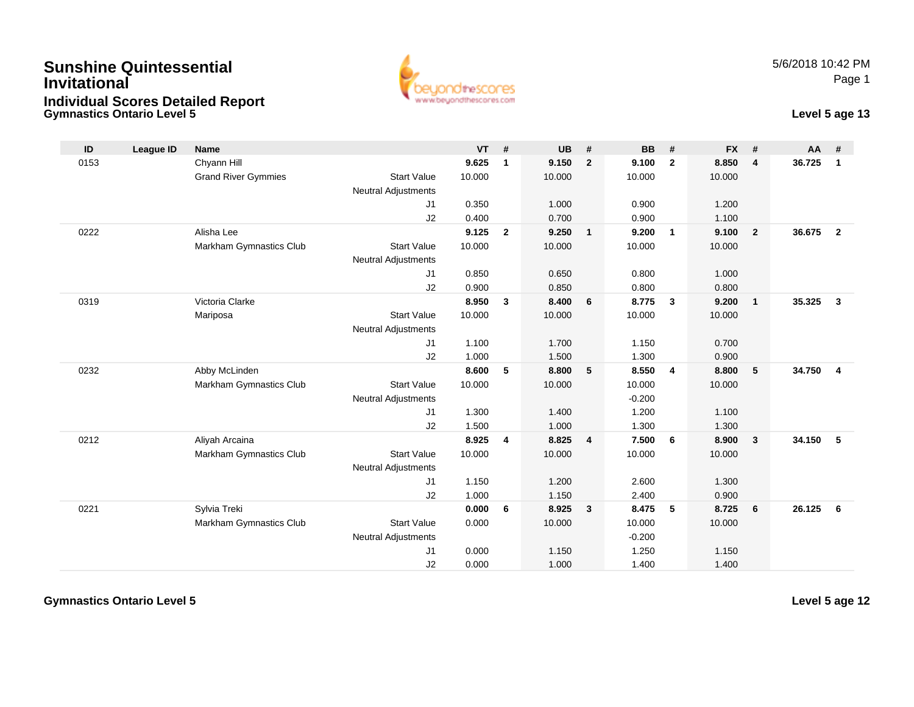# Sunshine Quintessential Invitational

## Individual Scores Detailed Report

**Gymnastics Ontario Level 5**

5/6/2018 10:42 PM

**Level 5 age 13**

| ID | League ID | Name | | VT | # | UB | # | BB | # | FX | # | AA | # |
|---|---|---|---|---|---|---|---|---|---|---|---|---|---|
| 0153 | | Chyann Hill | | **9.625** | **1** | **9.150** | **2** | **9.100** | **2** | **8.850** | **4** | **36.725** | **1** |
| | | Grand River Gymmies | Start Value | 10.000 | | 10.000 | | 10.000 | | 10.000 | | | |
| | | | Neutral Adjustments | | | | | | | | | | |
| | | | J1 | 0.350 | | 1.000 | | 0.900 | | 1.200 | | | |
| | | | J2 | 0.400 | | 0.700 | | 0.900 | | 1.100 | | | |
| 0222 | | Alisha Lee | | **9.125** | **2** | **9.250** | **1** | **9.200** | **1** | **9.100** | **2** | **36.675** | **2** |
| | | Markham Gymnastics Club | Start Value | 10.000 | | 10.000 | | 10.000 | | 10.000 | | | |
| | | | Neutral Adjustments | | | | | | | | | | |
| | | | J1 | 0.850 | | 0.650 | | 0.800 | | 1.000 | | | |
| | | | J2 | 0.900 | | 0.850 | | 0.800 | | 0.800 | | | |
| 0319 | | Victoria Clarke | | **8.950** | **3** | **8.400** | **6** | **8.775** | **3** | **9.200** | **1** | **35.325** | **3** |
| | | Mariposa | Start Value | 10.000 | | 10.000 | | 10.000 | | 10.000 | | | |
| | | | Neutral Adjustments | | | | | | | | | | |
| | | | J1 | 1.100 | | 1.700 | | 1.150 | | 0.700 | | | |
| | | | J2 | 1.000 | | 1.500 | | 1.300 | | 0.900 | | | |
| 0232 | | Abby McLinden | | **8.600** | **5** | **8.800** | **5** | **8.550** | **4** | **8.800** | **5** | **34.750** | **4** |
| | | Markham Gymnastics Club | Start Value | 10.000 | | 10.000 | | 10.000 | | 10.000 | | | |
| | | | Neutral Adjustments | | | | | -0.200 | | | | | |
| | | | J1 | 1.300 | | 1.400 | | 1.200 | | 1.100 | | | |
| | | | J2 | 1.500 | | 1.000 | | 1.300 | | 1.300 | | | |
| 0212 | | Aliyah Arcaina | | **8.925** | **4** | **8.825** | **4** | **7.500** | **6** | **8.900** | **3** | **34.150** | **5** |
| | | Markham Gymnastics Club | Start Value | 10.000 | | 10.000 | | 10.000 | | 10.000 | | | |
| | | | Neutral Adjustments | | | | | | | | | | |
| | | | J1 | 1.150 | | 1.200 | | 2.600 | | 1.300 | | | |
| | | | J2 | 1.000 | | 1.150 | | 2.400 | | 0.900 | | | |
| 0221 | | Sylvia Treki | | **0.000** | **6** | **8.925** | **3** | **8.475** | **5** | **8.725** | **6** | **26.125** | **6** |
| | | Markham Gymnastics Club | Start Value | 0.000 | | 10.000 | | 10.000 | | 10.000 | | | |
| | | | Neutral Adjustments | | | | | -0.200 | | | | | |
| | | | J1 | 0.000 | | 1.150 | | 1.250 | | 1.150 | | | |
| | | | J2 | 0.000 | | 1.000 | | 1.400 | | 1.400 | | | |

**Gymnastics Ontario Level 5**

**Level 5 age 12**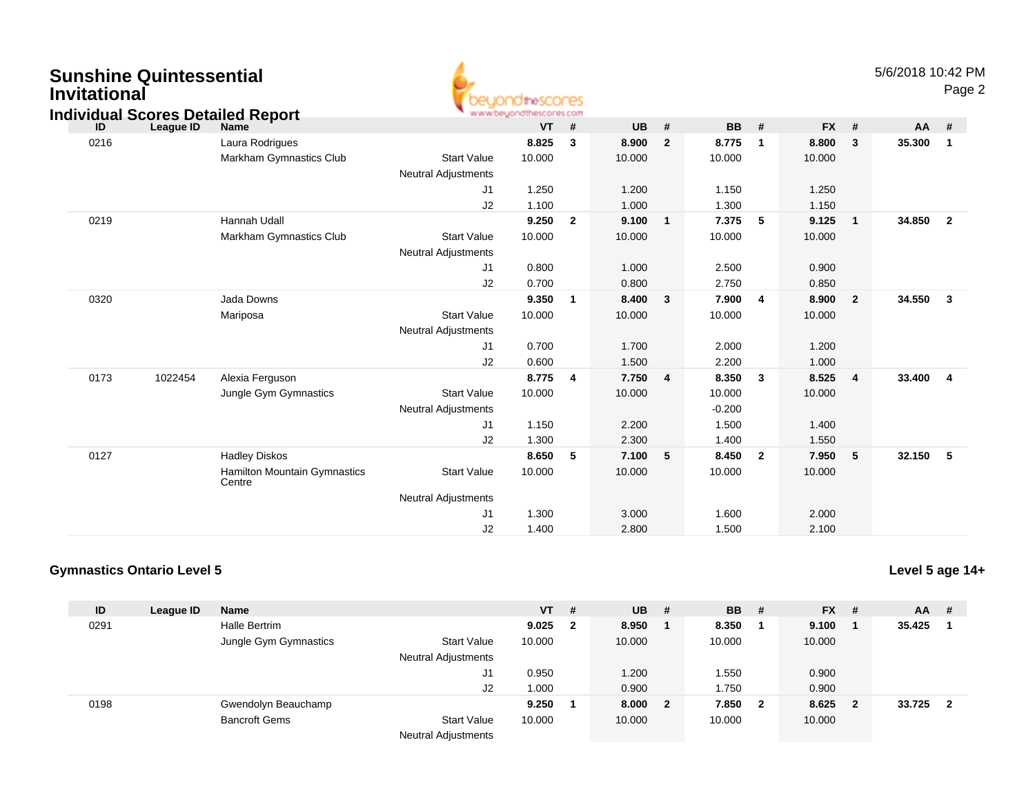## Sunshine Quintessential Invitational

### Individual Scores Detailed Report

| ID | League ID | Name | | VT | # | UB | # | BB | # | FX | # | AA | # |
|---|---|---|---|---|---|---|---|---|---|---|---|---|---|
| 0216 | | Laura Rodrigues | | **8.825** | **3** | **8.900** | **2** | **8.775** | **1** | **8.800** | **3** | **35.300** | **1** |
| | | Markham Gymnastics Club | Start Value | 10.000 | | 10.000 | | 10.000 | | 10.000 | | | |
| | | | Neutral Adjustments | | | | | | | | | | |
| | | | J1 | 1.250 | | 1.200 | | 1.150 | | 1.250 | | | |
| | | | J2 | 1.100 | | 1.000 | | 1.300 | | 1.150 | | | |
| 0219 | | Hannah Udall | | **9.250** | **2** | **9.100** | **1** | **7.375** | **5** | **9.125** | **1** | **34.850** | **2** |
| | | Markham Gymnastics Club | Start Value | 10.000 | | 10.000 | | 10.000 | | 10.000 | | | |
| | | | Neutral Adjustments | | | | | | | | | | |
| | | | J1 | 0.800 | | 1.000 | | 2.500 | | 0.900 | | | |
| | | | J2 | 0.700 | | 0.800 | | 2.750 | | 0.850 | | | |
| 0320 | | Jada Downs | | **9.350** | **1** | **8.400** | **3** | **7.900** | **4** | **8.900** | **2** | **34.550** | **3** |
| | | Mariposa | Start Value | 10.000 | | 10.000 | | 10.000 | | 10.000 | | | |
| | | | Neutral Adjustments | | | | | | | | | | |
| | | | J1 | 0.700 | | 1.700 | | 2.000 | | 1.200 | | | |
| | | | J2 | 0.600 | | 1.500 | | 2.200 | | 1.000 | | | |
| 0173 | 1022454 | Alexia Ferguson | | **8.775** | **4** | **7.750** | **4** | **8.350** | **3** | **8.525** | **4** | **33.400** | **4** |
| | | Jungle Gym Gymnastics | Start Value | 10.000 | | 10.000 | | 10.000 | | 10.000 | | | |
| | | | Neutral Adjustments | | | | | -0.200 | | | | | |
| | | | J1 | 1.150 | | 2.200 | | 1.500 | | 1.400 | | | |
| | | | J2 | 1.300 | | 2.300 | | 1.400 | | 1.550 | | | |
| 0127 | | Hadley Diskos | | **8.650** | **5** | **7.100** | **5** | **8.450** | **2** | **7.950** | **5** | **32.150** | **5** |
| | | Hamilton Mountain Gymnastics Centre | Start Value | 10.000 | | 10.000 | | 10.000 | | 10.000 | | | |
| | | | Neutral Adjustments | | | | | | | | | | |
| | | | J1 | 1.300 | | 3.000 | | 1.600 | | 2.000 | | | |
| | | | J2 | 1.400 | | 2.800 | | 1.500 | | 2.100 | | | |

### Gymnastics Ontario Level 5

**Level 5 age 14+**

| ID | League ID | Name | | VT | # | UB | # | BB | # | FX | # | AA | # |
|---|---|---|---|---|---|---|---|---|---|---|---|---|---|
| 0291 | | Halle Bertrim | | **9.025** | **2** | **8.950** | **1** | **8.350** | **1** | **9.100** | **1** | **35.425** | **1** |
| | | Jungle Gym Gymnastics | Start Value | 10.000 | | 10.000 | | 10.000 | | 10.000 | | | |
| | | | Neutral Adjustments | | | | | | | | | | |
| | | | J1 | 0.950 | | 1.200 | | 1.550 | | 0.900 | | | |
| | | | J2 | 1.000 | | 0.900 | | 1.750 | | 0.900 | | | |
| 0198 | | Gwendolyn Beauchamp | | **9.250** | **1** | **8.000** | **2** | **7.850** | **2** | **8.625** | **2** | **33.725** | **2** |
| | | Bancroft Gems | Start Value | 10.000 | | 10.000 | | 10.000 | | 10.000 | | | |
| | | | Neutral Adjustments | | | | | | | | | | |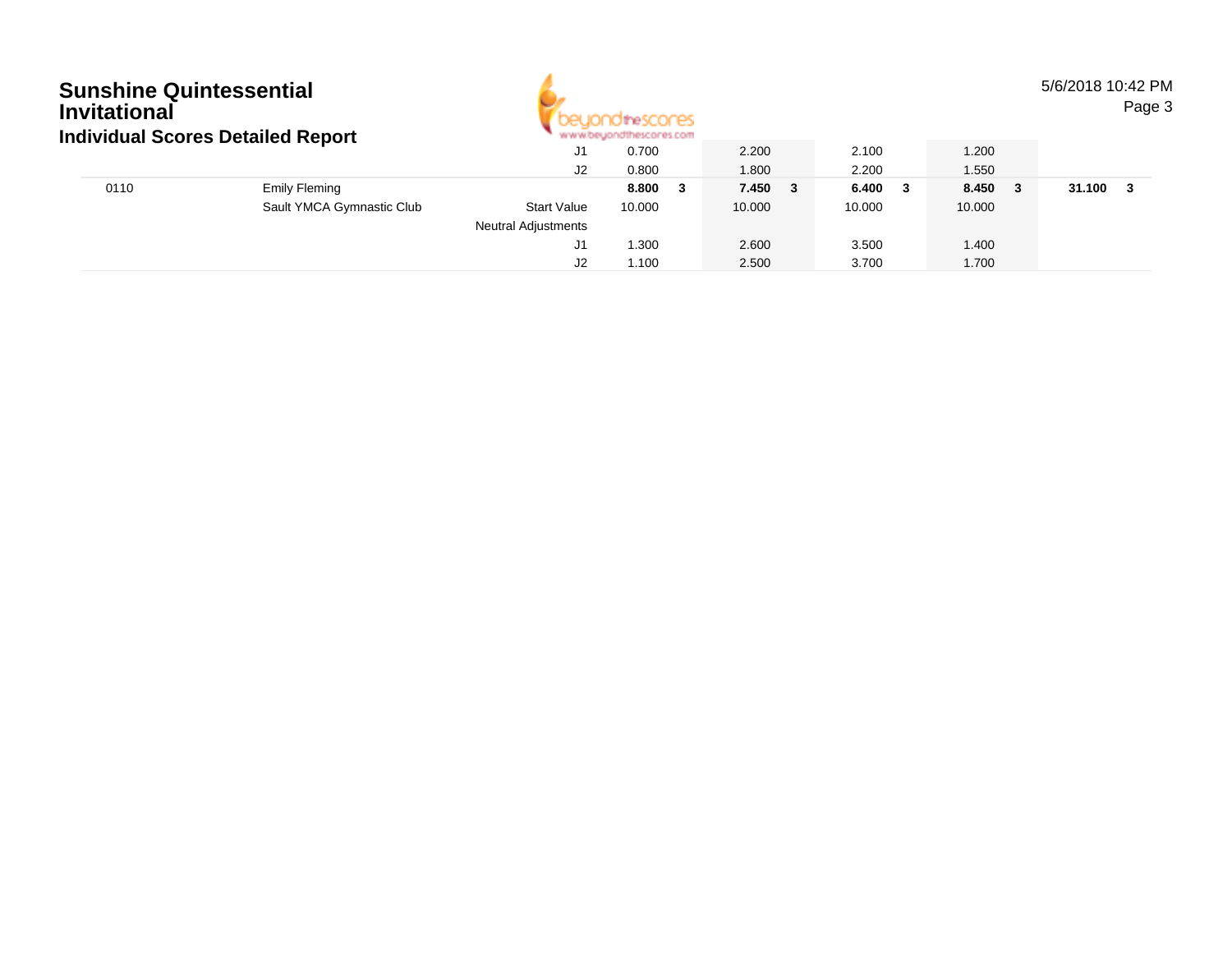# Sunshine Quintessential Invitational

## Individual Scores Detailed Report

| | | | | | | | | | | | | |
|---|---|---|---|---|---|---|---|---|---|---|---|---|
| | | J1 | 0.700 | | 2.200 | | 2.100 | | 1.200 | | | |
| | | J2 | 0.800 | | 1.800 | | 2.200 | | 1.550 | | | |
| 0110 | Emily Fleming | | **8.800** | **3** | **7.450** | **3** | **6.400** | **3** | **8.450** | **3** | **31.100** | **3** |
| | Sault YMCA Gymnastic Club | Start Value | 10.000 | | 10.000 | | 10.000 | | 10.000 | | | |
| | | Neutral Adjustments | | | | | | | | | | |
| | | J1 | 1.300 | | 2.600 | | 3.500 | | 1.400 | | | |
| | | J2 | 1.100 | | 2.500 | | 3.700 | | 1.700 | | | |